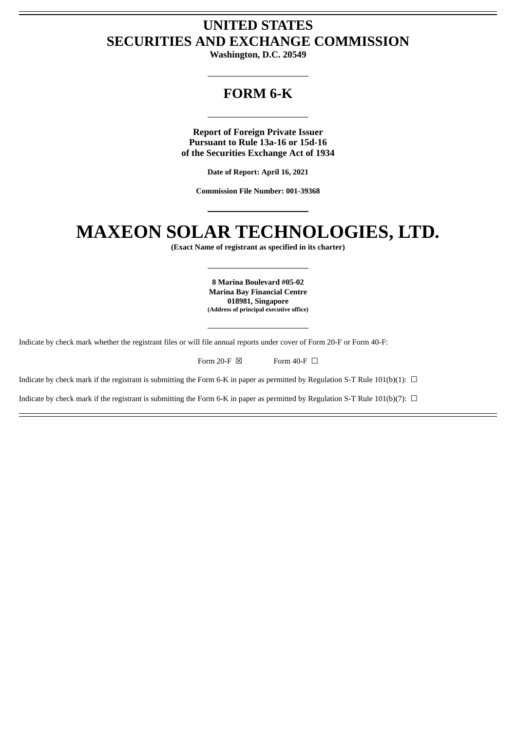# UNITED STATES
# SECURITIES AND EXCHANGE COMMISSION

**Washington, D.C. 20549**

---

## FORM 6-K

---

**Report of Foreign Private Issuer**
**Pursuant to Rule 13a-16 or 15d-16**
**of the Securities Exchange Act of 1934**

**Date of Report: April 16, 2021**

**Commission File Number: 001-39368**

---

# MAXEON SOLAR TECHNOLOGIES, LTD.

**(Exact Name of registrant as specified in its charter)**

---

**8 Marina Boulevard #05-02**
**Marina Bay Financial Centre**
**018981, Singapore**
**(Address of principal executive office)**

---

Indicate by check mark whether the registrant files or will file annual reports under cover of Form 20-F or Form 40-F:

Form 20-F ☒ Form 40-F ☐

Indicate by check mark if the registrant is submitting the Form 6-K in paper as permitted by Regulation S-T Rule 101(b)(1): ☐

Indicate by check mark if the registrant is submitting the Form 6-K in paper as permitted by Regulation S-T Rule 101(b)(7): ☐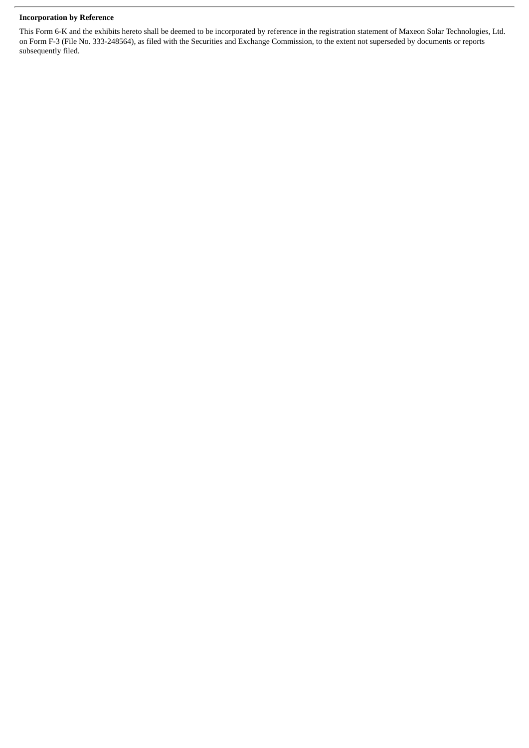**Incorporation by Reference**

This Form 6-K and the exhibits hereto shall be deemed to be incorporated by reference in the registration statement of Maxeon Solar Technologies, Ltd. on Form F-3 (File No. 333-248564), as filed with the Securities and Exchange Commission, to the extent not superseded by documents or reports subsequently filed.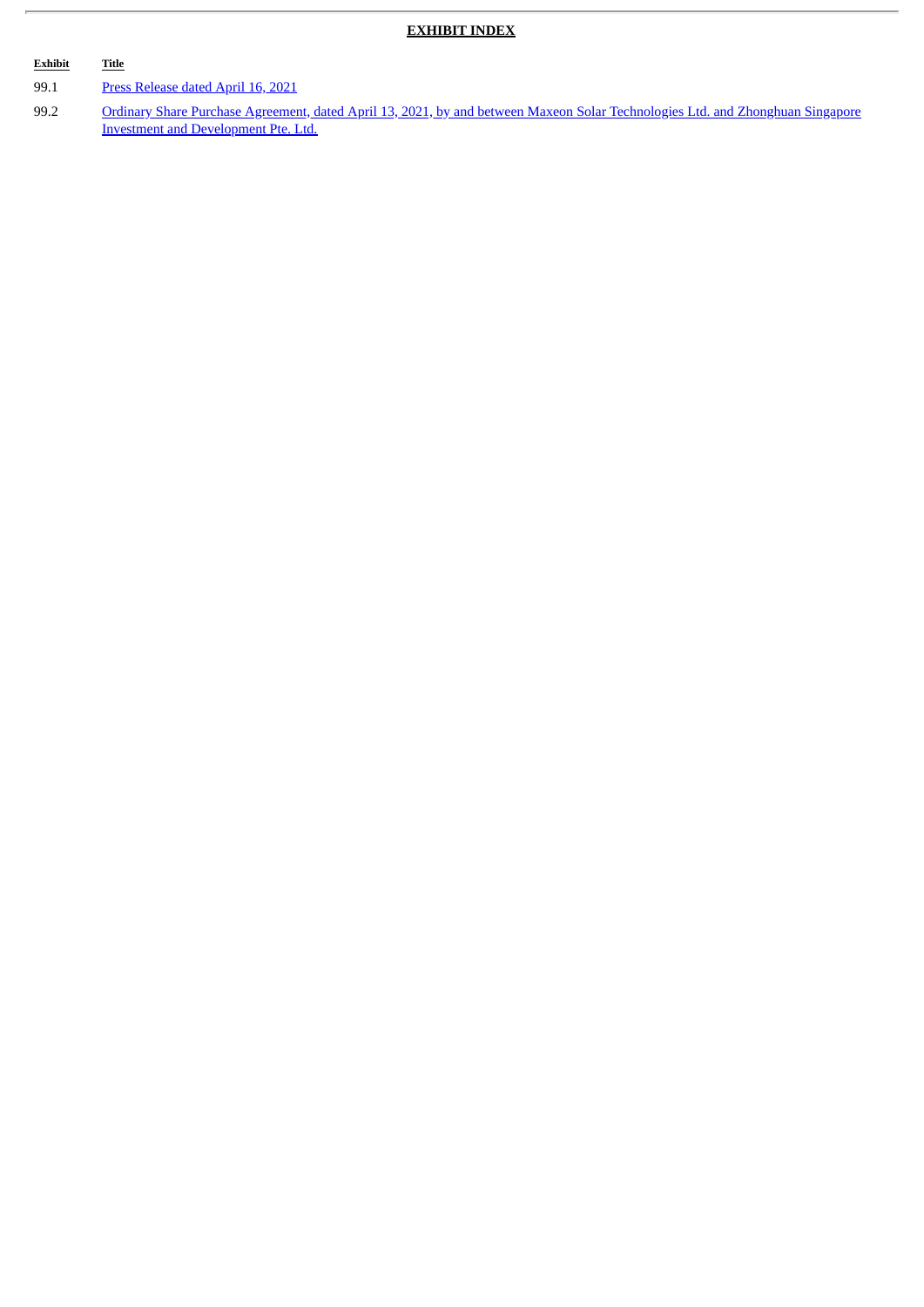## EXHIBIT INDEX

| Exhibit | Title |
| --- | --- |
| 99.1 | Press Release dated April 16, 2021 |
| 99.2 | Ordinary Share Purchase Agreement, dated April 13, 2021, by and between Maxeon Solar Technologies Ltd. and Zhonghuan Singapore Investment and Development Pte. Ltd. |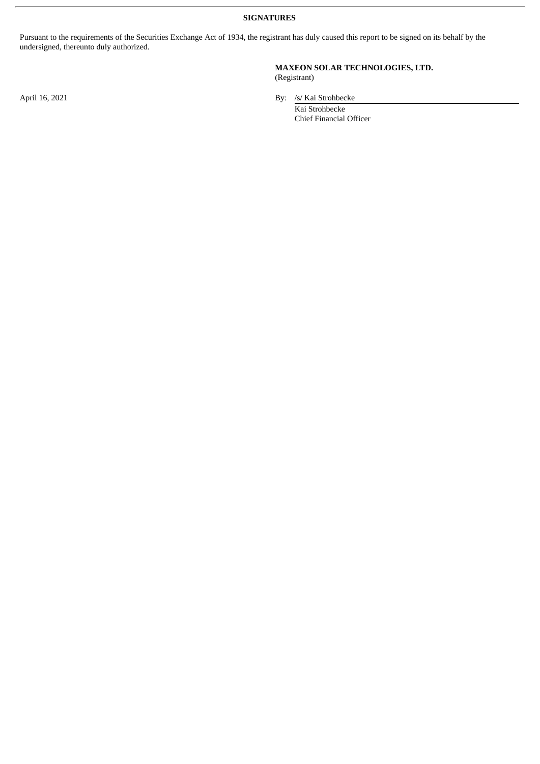**SIGNATURES**

Pursuant to the requirements of the Securities Exchange Act of 1934, the registrant has duly caused this report to be signed on its behalf by the undersigned, thereunto duly authorized.

**MAXEON SOLAR TECHNOLOGIES, LTD.**
(Registrant)

April 16, 2021

By: /s/ Kai Strohbecke
Kai Strohbecke
Chief Financial Officer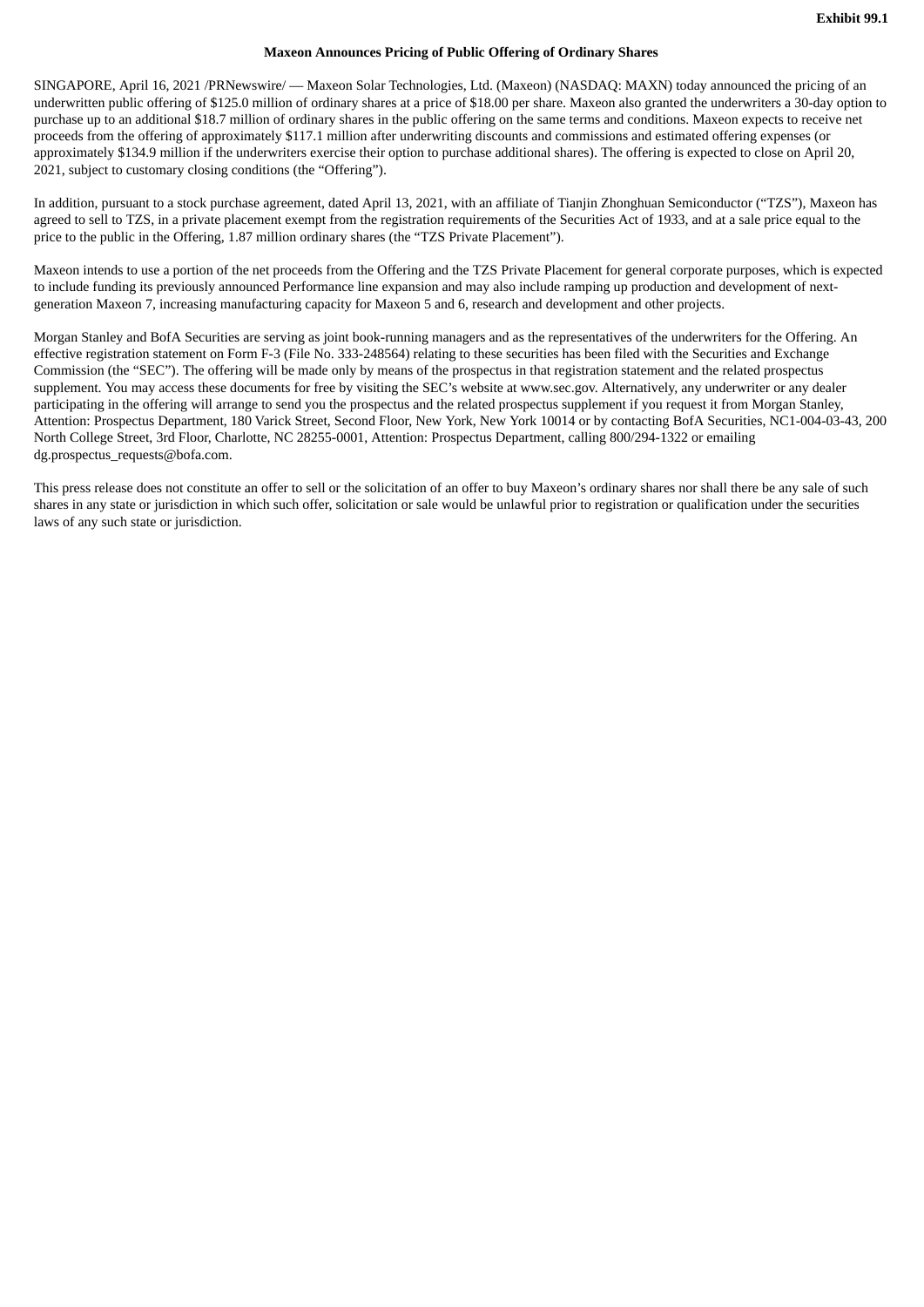**Exhibit 99.1**

**Maxeon Announces Pricing of Public Offering of Ordinary Shares**

SINGAPORE, April 16, 2021 /PRNewswire/ — Maxeon Solar Technologies, Ltd. (Maxeon) (NASDAQ: MAXN) today announced the pricing of an underwritten public offering of $125.0 million of ordinary shares at a price of $18.00 per share. Maxeon also granted the underwriters a 30-day option to purchase up to an additional $18.7 million of ordinary shares in the public offering on the same terms and conditions. Maxeon expects to receive net proceeds from the offering of approximately $117.1 million after underwriting discounts and commissions and estimated offering expenses (or approximately $134.9 million if the underwriters exercise their option to purchase additional shares). The offering is expected to close on April 20, 2021, subject to customary closing conditions (the "Offering").

In addition, pursuant to a stock purchase agreement, dated April 13, 2021, with an affiliate of Tianjin Zhonghuan Semiconductor ("TZS"), Maxeon has agreed to sell to TZS, in a private placement exempt from the registration requirements of the Securities Act of 1933, and at a sale price equal to the price to the public in the Offering, 1.87 million ordinary shares (the "TZS Private Placement").

Maxeon intends to use a portion of the net proceeds from the Offering and the TZS Private Placement for general corporate purposes, which is expected to include funding its previously announced Performance line expansion and may also include ramping up production and development of next-generation Maxeon 7, increasing manufacturing capacity for Maxeon 5 and 6, research and development and other projects.

Morgan Stanley and BofA Securities are serving as joint book-running managers and as the representatives of the underwriters for the Offering. An effective registration statement on Form F-3 (File No. 333-248564) relating to these securities has been filed with the Securities and Exchange Commission (the "SEC"). The offering will be made only by means of the prospectus in that registration statement and the related prospectus supplement. You may access these documents for free by visiting the SEC's website at www.sec.gov. Alternatively, any underwriter or any dealer participating in the offering will arrange to send you the prospectus and the related prospectus supplement if you request it from Morgan Stanley, Attention: Prospectus Department, 180 Varick Street, Second Floor, New York, New York 10014 or by contacting BofA Securities, NC1-004-03-43, 200 North College Street, 3rd Floor, Charlotte, NC 28255-0001, Attention: Prospectus Department, calling 800/294-1322 or emailing dg.prospectus_requests@bofa.com.

This press release does not constitute an offer to sell or the solicitation of an offer to buy Maxeon's ordinary shares nor shall there be any sale of such shares in any state or jurisdiction in which such offer, solicitation or sale would be unlawful prior to registration or qualification under the securities laws of any such state or jurisdiction.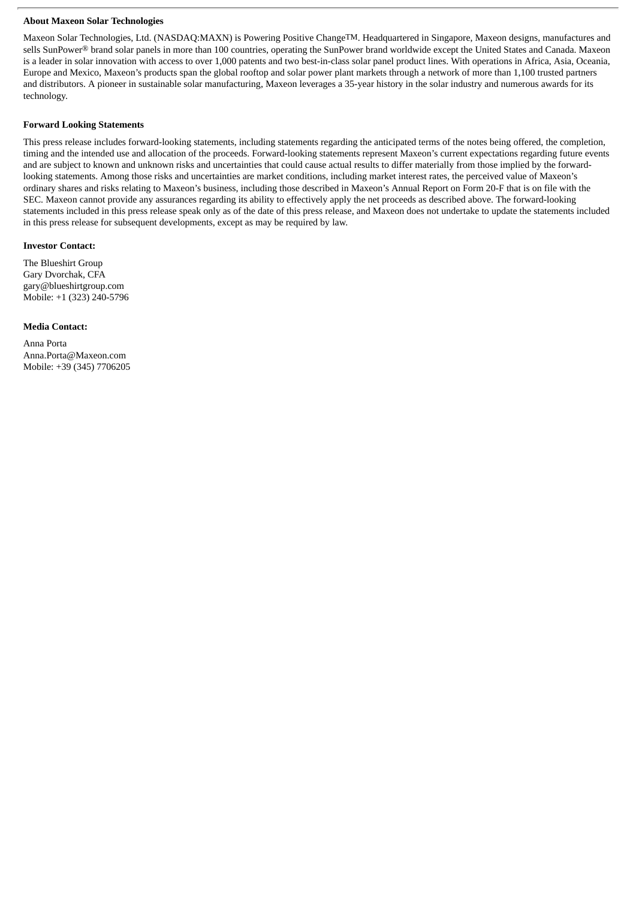**About Maxeon Solar Technologies**

Maxeon Solar Technologies, Ltd. (NASDAQ:MAXN) is Powering Positive Change™. Headquartered in Singapore, Maxeon designs, manufactures and sells SunPower® brand solar panels in more than 100 countries, operating the SunPower brand worldwide except the United States and Canada. Maxeon is a leader in solar innovation with access to over 1,000 patents and two best-in-class solar panel product lines. With operations in Africa, Asia, Oceania, Europe and Mexico, Maxeon's products span the global rooftop and solar power plant markets through a network of more than 1,100 trusted partners and distributors. A pioneer in sustainable solar manufacturing, Maxeon leverages a 35-year history in the solar industry and numerous awards for its technology.

**Forward Looking Statements**

This press release includes forward-looking statements, including statements regarding the anticipated terms of the notes being offered, the completion, timing and the intended use and allocation of the proceeds. Forward-looking statements represent Maxeon's current expectations regarding future events and are subject to known and unknown risks and uncertainties that could cause actual results to differ materially from those implied by the forward-looking statements. Among those risks and uncertainties are market conditions, including market interest rates, the perceived value of Maxeon's ordinary shares and risks relating to Maxeon's business, including those described in Maxeon's Annual Report on Form 20-F that is on file with the SEC. Maxeon cannot provide any assurances regarding its ability to effectively apply the net proceeds as described above. The forward-looking statements included in this press release speak only as of the date of this press release, and Maxeon does not undertake to update the statements included in this press release for subsequent developments, except as may be required by law.

**Investor Contact:**

The Blueshirt Group
Gary Dvorchak, CFA
gary@blueshirtgroup.com
Mobile: +1 (323) 240-5796

**Media Contact:**

Anna Porta
Anna.Porta@Maxeon.com
Mobile: +39 (345) 7706205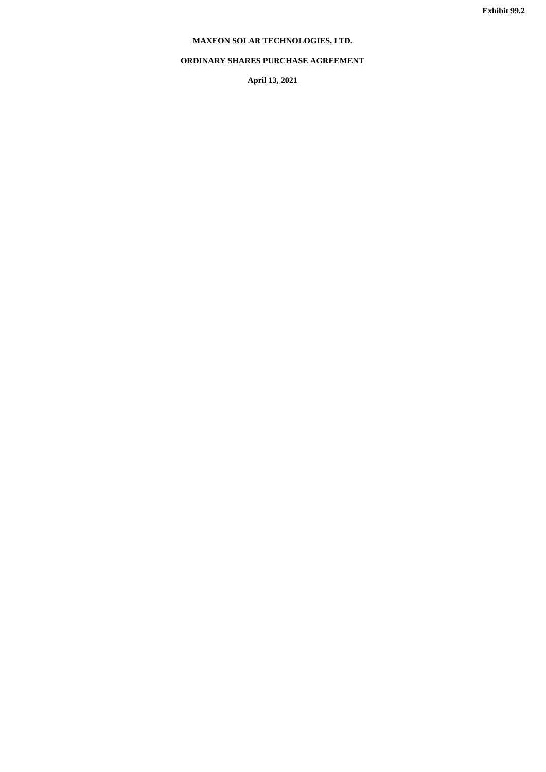Exhibit 99.2

**MAXEON SOLAR TECHNOLOGIES, LTD.**

**ORDINARY SHARES PURCHASE AGREEMENT**

**April 13, 2021**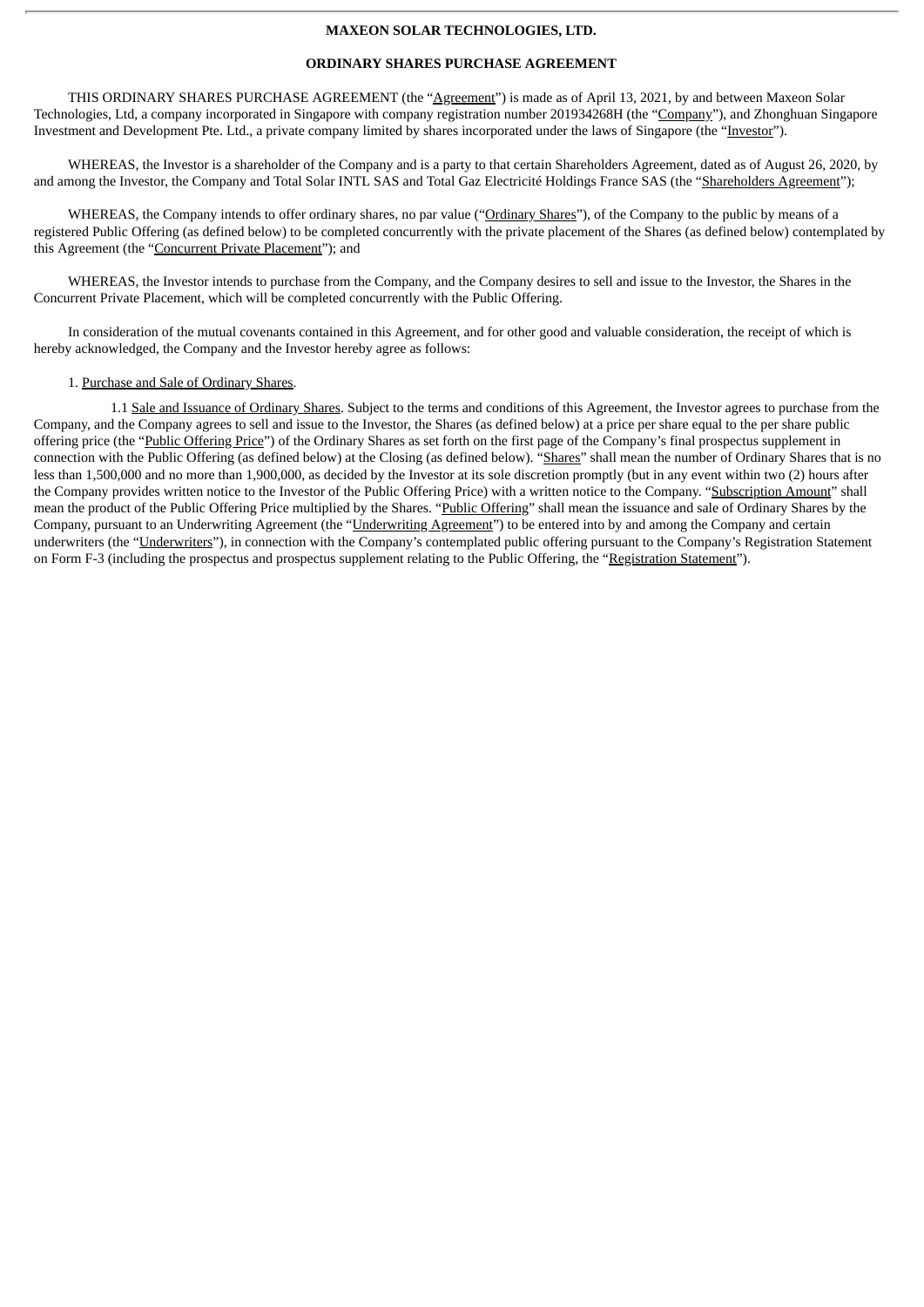**MAXEON SOLAR TECHNOLOGIES, LTD.**

**ORDINARY SHARES PURCHASE AGREEMENT**

THIS ORDINARY SHARES PURCHASE AGREEMENT (the "Agreement") is made as of April 13, 2021, by and between Maxeon Solar Technologies, Ltd, a company incorporated in Singapore with company registration number 201934268H (the "Company"), and Zhonghuan Singapore Investment and Development Pte. Ltd., a private company limited by shares incorporated under the laws of Singapore (the "Investor").

WHEREAS, the Investor is a shareholder of the Company and is a party to that certain Shareholders Agreement, dated as of August 26, 2020, by and among the Investor, the Company and Total Solar INTL SAS and Total Gaz Electricité Holdings France SAS (the "Shareholders Agreement");

WHEREAS, the Company intends to offer ordinary shares, no par value ("Ordinary Shares"), of the Company to the public by means of a registered Public Offering (as defined below) to be completed concurrently with the private placement of the Shares (as defined below) contemplated by this Agreement (the "Concurrent Private Placement"); and

WHEREAS, the Investor intends to purchase from the Company, and the Company desires to sell and issue to the Investor, the Shares in the Concurrent Private Placement, which will be completed concurrently with the Public Offering.

In consideration of the mutual covenants contained in this Agreement, and for other good and valuable consideration, the receipt of which is hereby acknowledged, the Company and the Investor hereby agree as follows:

1. Purchase and Sale of Ordinary Shares.

1.1 Sale and Issuance of Ordinary Shares. Subject to the terms and conditions of this Agreement, the Investor agrees to purchase from the Company, and the Company agrees to sell and issue to the Investor, the Shares (as defined below) at a price per share equal to the per share public offering price (the "Public Offering Price") of the Ordinary Shares as set forth on the first page of the Company's final prospectus supplement in connection with the Public Offering (as defined below) at the Closing (as defined below). "Shares" shall mean the number of Ordinary Shares that is no less than 1,500,000 and no more than 1,900,000, as decided by the Investor at its sole discretion promptly (but in any event within two (2) hours after the Company provides written notice to the Investor of the Public Offering Price) with a written notice to the Company. "Subscription Amount" shall mean the product of the Public Offering Price multiplied by the Shares. "Public Offering" shall mean the issuance and sale of Ordinary Shares by the Company, pursuant to an Underwriting Agreement (the "Underwriting Agreement") to be entered into by and among the Company and certain underwriters (the "Underwriters"), in connection with the Company's contemplated public offering pursuant to the Company's Registration Statement on Form F-3 (including the prospectus and prospectus supplement relating to the Public Offering, the "Registration Statement").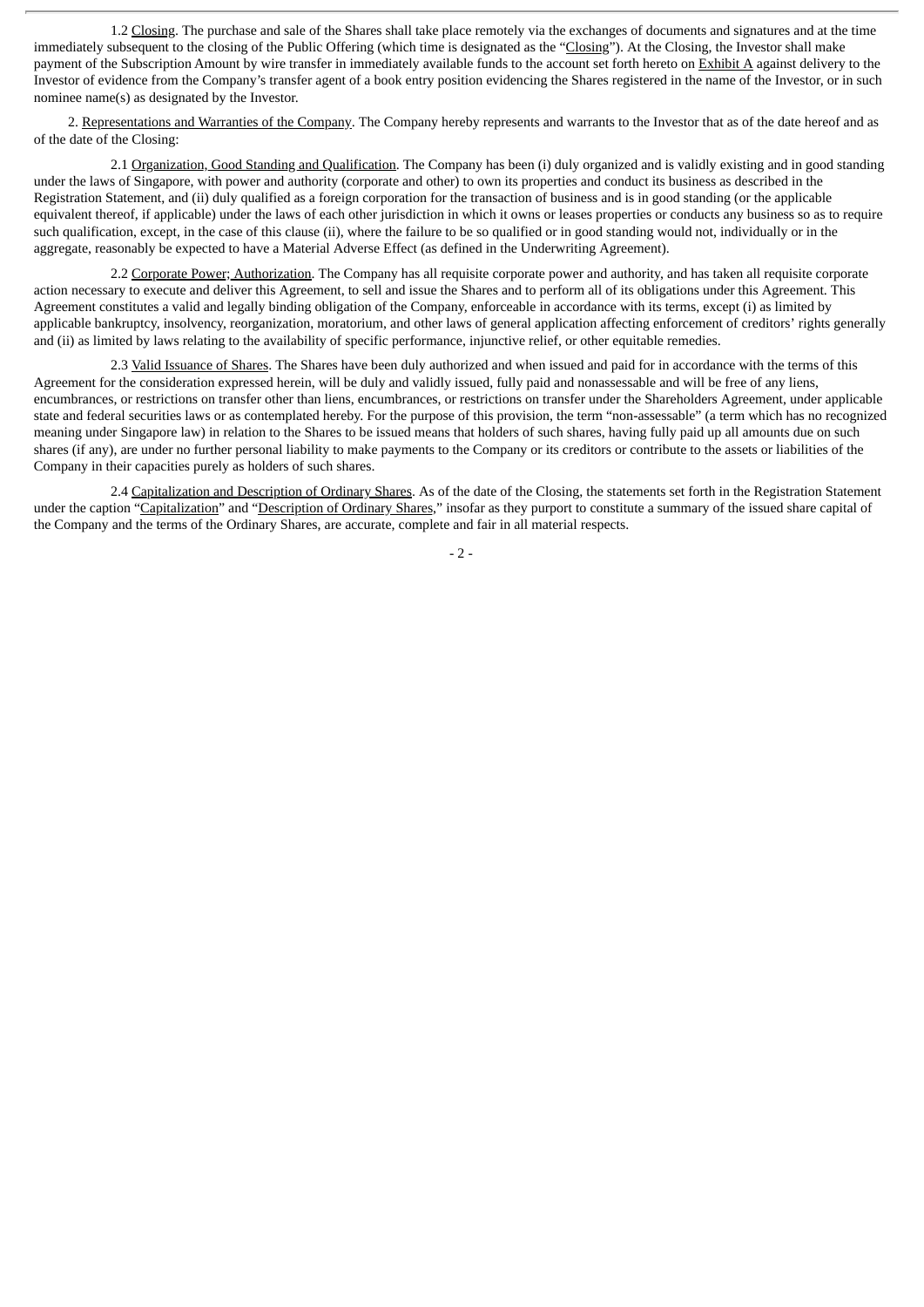1.2 Closing. The purchase and sale of the Shares shall take place remotely via the exchanges of documents and signatures and at the time immediately subsequent to the closing of the Public Offering (which time is designated as the "Closing"). At the Closing, the Investor shall make payment of the Subscription Amount by wire transfer in immediately available funds to the account set forth hereto on Exhibit A against delivery to the Investor of evidence from the Company's transfer agent of a book entry position evidencing the Shares registered in the name of the Investor, or in such nominee name(s) as designated by the Investor.

2. Representations and Warranties of the Company. The Company hereby represents and warrants to the Investor that as of the date hereof and as of the date of the Closing:

2.1 Organization, Good Standing and Qualification. The Company has been (i) duly organized and is validly existing and in good standing under the laws of Singapore, with power and authority (corporate and other) to own its properties and conduct its business as described in the Registration Statement, and (ii) duly qualified as a foreign corporation for the transaction of business and is in good standing (or the applicable equivalent thereof, if applicable) under the laws of each other jurisdiction in which it owns or leases properties or conducts any business so as to require such qualification, except, in the case of this clause (ii), where the failure to be so qualified or in good standing would not, individually or in the aggregate, reasonably be expected to have a Material Adverse Effect (as defined in the Underwriting Agreement).

2.2 Corporate Power; Authorization. The Company has all requisite corporate power and authority, and has taken all requisite corporate action necessary to execute and deliver this Agreement, to sell and issue the Shares and to perform all of its obligations under this Agreement. This Agreement constitutes a valid and legally binding obligation of the Company, enforceable in accordance with its terms, except (i) as limited by applicable bankruptcy, insolvency, reorganization, moratorium, and other laws of general application affecting enforcement of creditors' rights generally and (ii) as limited by laws relating to the availability of specific performance, injunctive relief, or other equitable remedies.

2.3 Valid Issuance of Shares. The Shares have been duly authorized and when issued and paid for in accordance with the terms of this Agreement for the consideration expressed herein, will be duly and validly issued, fully paid and nonassessable and will be free of any liens, encumbrances, or restrictions on transfer other than liens, encumbrances, or restrictions on transfer under the Shareholders Agreement, under applicable state and federal securities laws or as contemplated hereby. For the purpose of this provision, the term "non-assessable" (a term which has no recognized meaning under Singapore law) in relation to the Shares to be issued means that holders of such shares, having fully paid up all amounts due on such shares (if any), are under no further personal liability to make payments to the Company or its creditors or contribute to the assets or liabilities of the Company in their capacities purely as holders of such shares.

2.4 Capitalization and Description of Ordinary Shares. As of the date of the Closing, the statements set forth in the Registration Statement under the caption "Capitalization" and "Description of Ordinary Shares," insofar as they purport to constitute a summary of the issued share capital of the Company and the terms of the Ordinary Shares, are accurate, complete and fair in all material respects.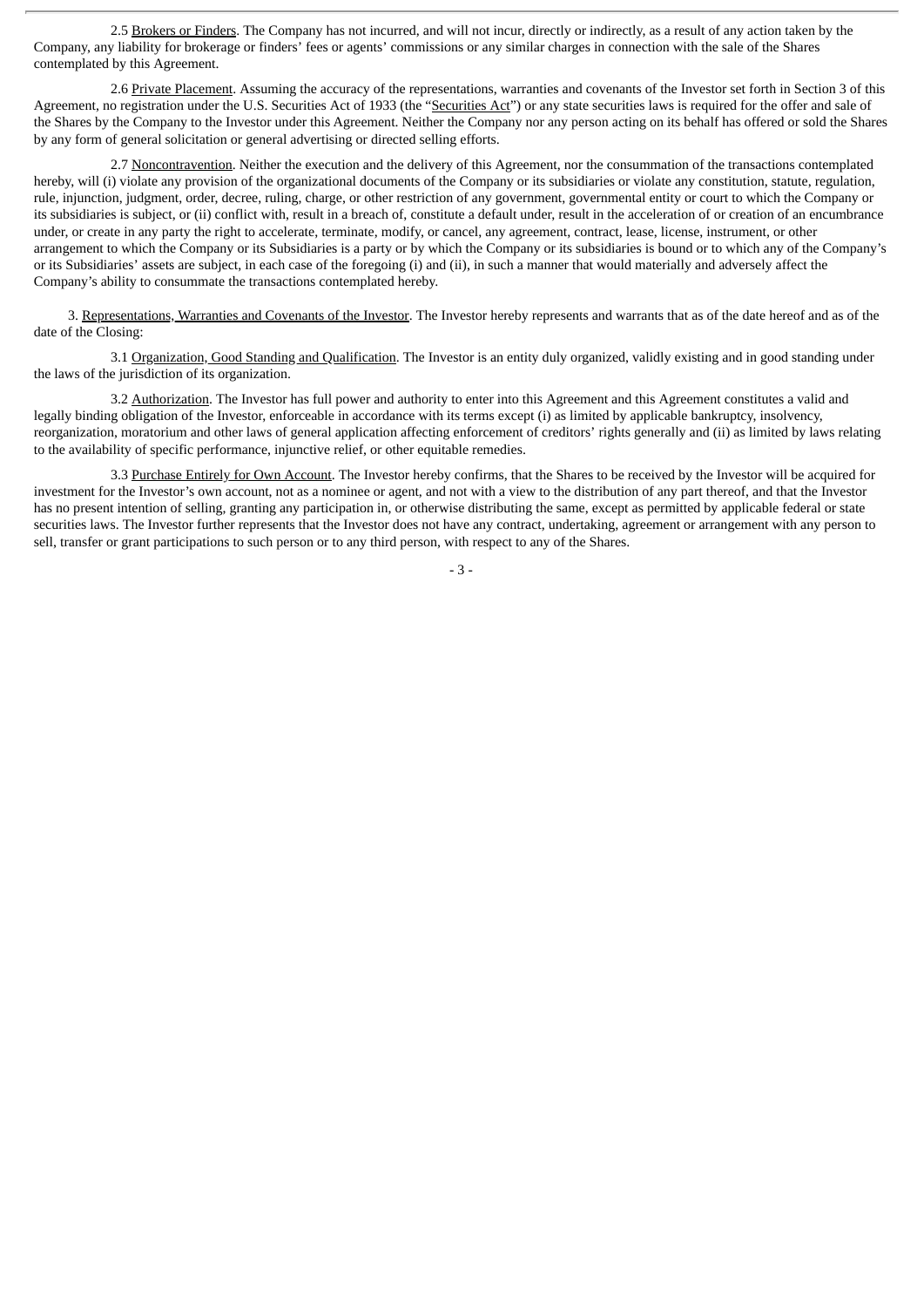2.5 Brokers or Finders. The Company has not incurred, and will not incur, directly or indirectly, as a result of any action taken by the Company, any liability for brokerage or finders' fees or agents' commissions or any similar charges in connection with the sale of the Shares contemplated by this Agreement.

2.6 Private Placement. Assuming the accuracy of the representations, warranties and covenants of the Investor set forth in Section 3 of this Agreement, no registration under the U.S. Securities Act of 1933 (the "Securities Act") or any state securities laws is required for the offer and sale of the Shares by the Company to the Investor under this Agreement. Neither the Company nor any person acting on its behalf has offered or sold the Shares by any form of general solicitation or general advertising or directed selling efforts.

2.7 Noncontravention. Neither the execution and the delivery of this Agreement, nor the consummation of the transactions contemplated hereby, will (i) violate any provision of the organizational documents of the Company or its subsidiaries or violate any constitution, statute, regulation, rule, injunction, judgment, order, decree, ruling, charge, or other restriction of any government, governmental entity or court to which the Company or its subsidiaries is subject, or (ii) conflict with, result in a breach of, constitute a default under, result in the acceleration of or creation of an encumbrance under, or create in any party the right to accelerate, terminate, modify, or cancel, any agreement, contract, lease, license, instrument, or other arrangement to which the Company or its Subsidiaries is a party or by which the Company or its subsidiaries is bound or to which any of the Company's or its Subsidiaries' assets are subject, in each case of the foregoing (i) and (ii), in such a manner that would materially and adversely affect the Company's ability to consummate the transactions contemplated hereby.

3. Representations, Warranties and Covenants of the Investor. The Investor hereby represents and warrants that as of the date hereof and as of the date of the Closing:

3.1 Organization, Good Standing and Qualification. The Investor is an entity duly organized, validly existing and in good standing under the laws of the jurisdiction of its organization.

3.2 Authorization. The Investor has full power and authority to enter into this Agreement and this Agreement constitutes a valid and legally binding obligation of the Investor, enforceable in accordance with its terms except (i) as limited by applicable bankruptcy, insolvency, reorganization, moratorium and other laws of general application affecting enforcement of creditors' rights generally and (ii) as limited by laws relating to the availability of specific performance, injunctive relief, or other equitable remedies.

3.3 Purchase Entirely for Own Account. The Investor hereby confirms, that the Shares to be received by the Investor will be acquired for investment for the Investor's own account, not as a nominee or agent, and not with a view to the distribution of any part thereof, and that the Investor has no present intention of selling, granting any participation in, or otherwise distributing the same, except as permitted by applicable federal or state securities laws. The Investor further represents that the Investor does not have any contract, undertaking, agreement or arrangement with any person to sell, transfer or grant participations to such person or to any third person, with respect to any of the Shares.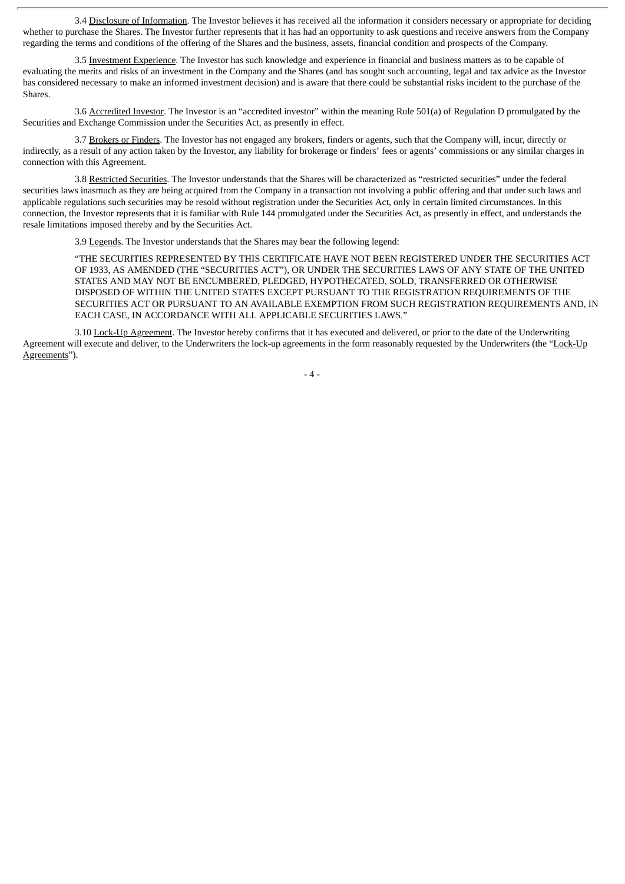3.4 Disclosure of Information. The Investor believes it has received all the information it considers necessary or appropriate for deciding whether to purchase the Shares. The Investor further represents that it has had an opportunity to ask questions and receive answers from the Company regarding the terms and conditions of the offering of the Shares and the business, assets, financial condition and prospects of the Company.

3.5 Investment Experience. The Investor has such knowledge and experience in financial and business matters as to be capable of evaluating the merits and risks of an investment in the Company and the Shares (and has sought such accounting, legal and tax advice as the Investor has considered necessary to make an informed investment decision) and is aware that there could be substantial risks incident to the purchase of the Shares.

3.6 Accredited Investor. The Investor is an "accredited investor" within the meaning Rule 501(a) of Regulation D promulgated by the Securities and Exchange Commission under the Securities Act, as presently in effect.

3.7 Brokers or Finders. The Investor has not engaged any brokers, finders or agents, such that the Company will, incur, directly or indirectly, as a result of any action taken by the Investor, any liability for brokerage or finders' fees or agents' commissions or any similar charges in connection with this Agreement.

3.8 Restricted Securities. The Investor understands that the Shares will be characterized as "restricted securities" under the federal securities laws inasmuch as they are being acquired from the Company in a transaction not involving a public offering and that under such laws and applicable regulations such securities may be resold without registration under the Securities Act, only in certain limited circumstances. In this connection, the Investor represents that it is familiar with Rule 144 promulgated under the Securities Act, as presently in effect, and understands the resale limitations imposed thereby and by the Securities Act.

3.9 Legends. The Investor understands that the Shares may bear the following legend:

> "THE SECURITIES REPRESENTED BY THIS CERTIFICATE HAVE NOT BEEN REGISTERED UNDER THE SECURITIES ACT OF 1933, AS AMENDED (THE "SECURITIES ACT"), OR UNDER THE SECURITIES LAWS OF ANY STATE OF THE UNITED STATES AND MAY NOT BE ENCUMBERED, PLEDGED, HYPOTHECATED, SOLD, TRANSFERRED OR OTHERWISE DISPOSED OF WITHIN THE UNITED STATES EXCEPT PURSUANT TO THE REGISTRATION REQUIREMENTS OF THE SECURITIES ACT OR PURSUANT TO AN AVAILABLE EXEMPTION FROM SUCH REGISTRATION REQUIREMENTS AND, IN EACH CASE, IN ACCORDANCE WITH ALL APPLICABLE SECURITIES LAWS."

3.10 Lock-Up Agreement. The Investor hereby confirms that it has executed and delivered, or prior to the date of the Underwriting Agreement will execute and deliver, to the Underwriters the lock-up agreements in the form reasonably requested by the Underwriters (the "Lock-Up Agreements").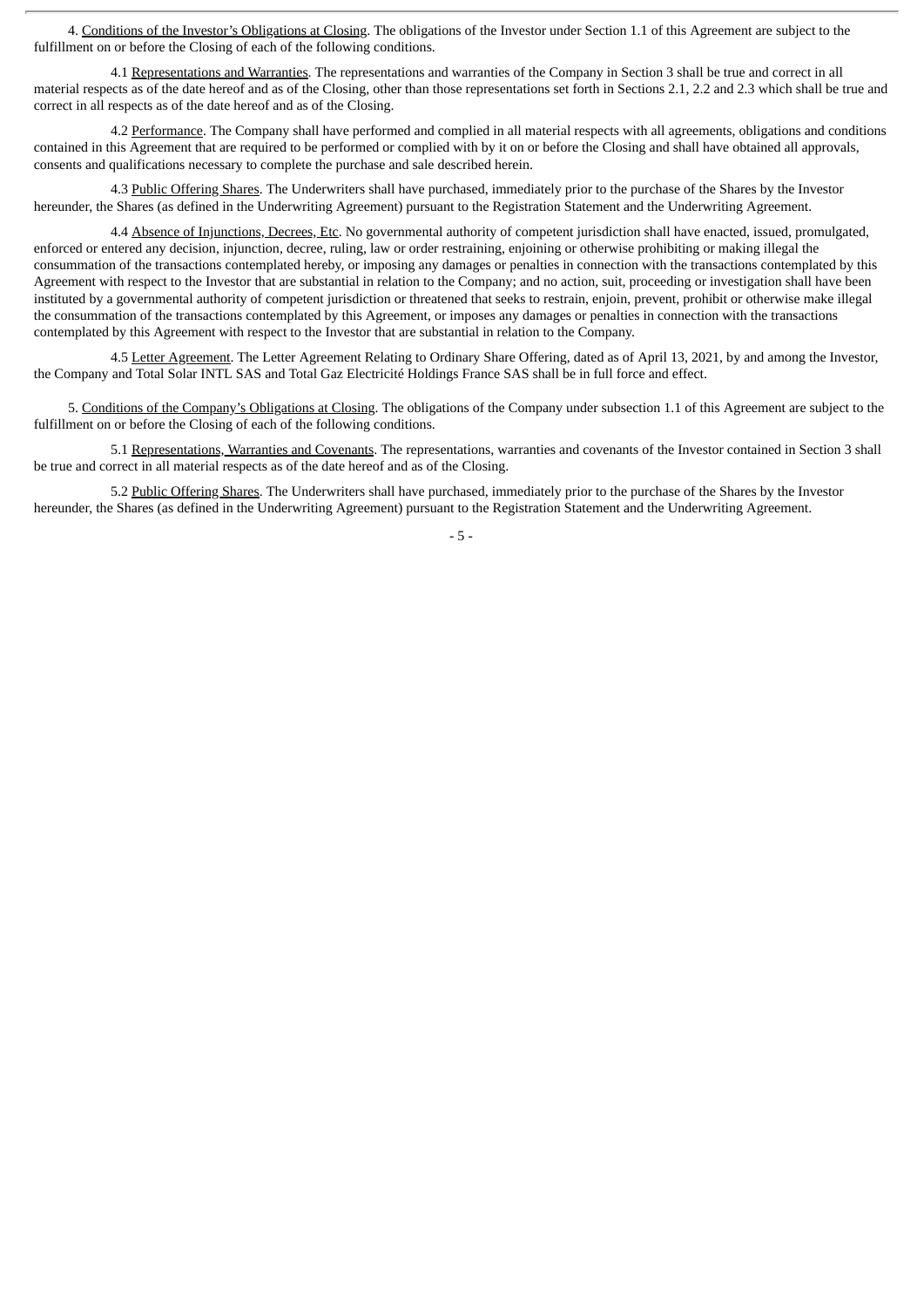4. <u>Conditions of the Investor's Obligations at Closing</u>. The obligations of the Investor under Section 1.1 of this Agreement are subject to the fulfillment on or before the Closing of each of the following conditions.

4.1 <u>Representations and Warranties</u>. The representations and warranties of the Company in Section 3 shall be true and correct in all material respects as of the date hereof and as of the Closing, other than those representations set forth in Sections 2.1, 2.2 and 2.3 which shall be true and correct in all respects as of the date hereof and as of the Closing.

4.2 <u>Performance</u>. The Company shall have performed and complied in all material respects with all agreements, obligations and conditions contained in this Agreement that are required to be performed or complied with by it on or before the Closing and shall have obtained all approvals, consents and qualifications necessary to complete the purchase and sale described herein.

4.3 <u>Public Offering Shares</u>. The Underwriters shall have purchased, immediately prior to the purchase of the Shares by the Investor hereunder, the Shares (as defined in the Underwriting Agreement) pursuant to the Registration Statement and the Underwriting Agreement.

4.4 <u>Absence of Injunctions, Decrees, Etc</u>. No governmental authority of competent jurisdiction shall have enacted, issued, promulgated, enforced or entered any decision, injunction, decree, ruling, law or order restraining, enjoining or otherwise prohibiting or making illegal the consummation of the transactions contemplated hereby, or imposing any damages or penalties in connection with the transactions contemplated by this Agreement with respect to the Investor that are substantial in relation to the Company; and no action, suit, proceeding or investigation shall have been instituted by a governmental authority of competent jurisdiction or threatened that seeks to restrain, enjoin, prevent, prohibit or otherwise make illegal the consummation of the transactions contemplated by this Agreement, or imposes any damages or penalties in connection with the transactions contemplated by this Agreement with respect to the Investor that are substantial in relation to the Company.

4.5 <u>Letter Agreement</u>. The Letter Agreement Relating to Ordinary Share Offering, dated as of April 13, 2021, by and among the Investor, the Company and Total Solar INTL SAS and Total Gaz Electricité Holdings France SAS shall be in full force and effect.

5. <u>Conditions of the Company's Obligations at Closing</u>. The obligations of the Company under subsection 1.1 of this Agreement are subject to the fulfillment on or before the Closing of each of the following conditions.

5.1 <u>Representations, Warranties and Covenants</u>. The representations, warranties and covenants of the Investor contained in Section 3 shall be true and correct in all material respects as of the date hereof and as of the Closing.

5.2 <u>Public Offering Shares</u>. The Underwriters shall have purchased, immediately prior to the purchase of the Shares by the Investor hereunder, the Shares (as defined in the Underwriting Agreement) pursuant to the Registration Statement and the Underwriting Agreement.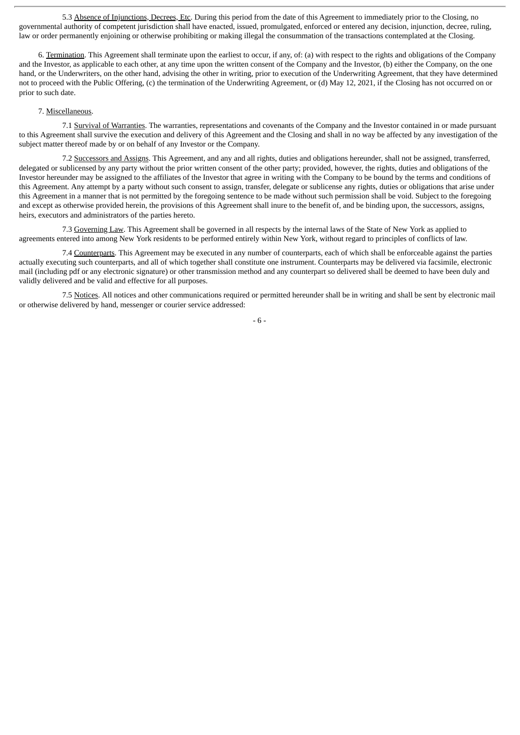5.3 Absence of Injunctions, Decrees, Etc. During this period from the date of this Agreement to immediately prior to the Closing, no governmental authority of competent jurisdiction shall have enacted, issued, promulgated, enforced or entered any decision, injunction, decree, ruling, law or order permanently enjoining or otherwise prohibiting or making illegal the consummation of the transactions contemplated at the Closing.

6. Termination. This Agreement shall terminate upon the earliest to occur, if any, of: (a) with respect to the rights and obligations of the Company and the Investor, as applicable to each other, at any time upon the written consent of the Company and the Investor, (b) either the Company, on the one hand, or the Underwriters, on the other hand, advising the other in writing, prior to execution of the Underwriting Agreement, that they have determined not to proceed with the Public Offering, (c) the termination of the Underwriting Agreement, or (d) May 12, 2021, if the Closing has not occurred on or prior to such date.

7. Miscellaneous.

7.1 Survival of Warranties. The warranties, representations and covenants of the Company and the Investor contained in or made pursuant to this Agreement shall survive the execution and delivery of this Agreement and the Closing and shall in no way be affected by any investigation of the subject matter thereof made by or on behalf of any Investor or the Company.

7.2 Successors and Assigns. This Agreement, and any and all rights, duties and obligations hereunder, shall not be assigned, transferred, delegated or sublicensed by any party without the prior written consent of the other party; provided, however, the rights, duties and obligations of the Investor hereunder may be assigned to the affiliates of the Investor that agree in writing with the Company to be bound by the terms and conditions of this Agreement. Any attempt by a party without such consent to assign, transfer, delegate or sublicense any rights, duties or obligations that arise under this Agreement in a manner that is not permitted by the foregoing sentence to be made without such permission shall be void. Subject to the foregoing and except as otherwise provided herein, the provisions of this Agreement shall inure to the benefit of, and be binding upon, the successors, assigns, heirs, executors and administrators of the parties hereto.

7.3 Governing Law. This Agreement shall be governed in all respects by the internal laws of the State of New York as applied to agreements entered into among New York residents to be performed entirely within New York, without regard to principles of conflicts of law.

7.4 Counterparts. This Agreement may be executed in any number of counterparts, each of which shall be enforceable against the parties actually executing such counterparts, and all of which together shall constitute one instrument. Counterparts may be delivered via facsimile, electronic mail (including pdf or any electronic signature) or other transmission method and any counterpart so delivered shall be deemed to have been duly and validly delivered and be valid and effective for all purposes.

7.5 Notices. All notices and other communications required or permitted hereunder shall be in writing and shall be sent by electronic mail or otherwise delivered by hand, messenger or courier service addressed: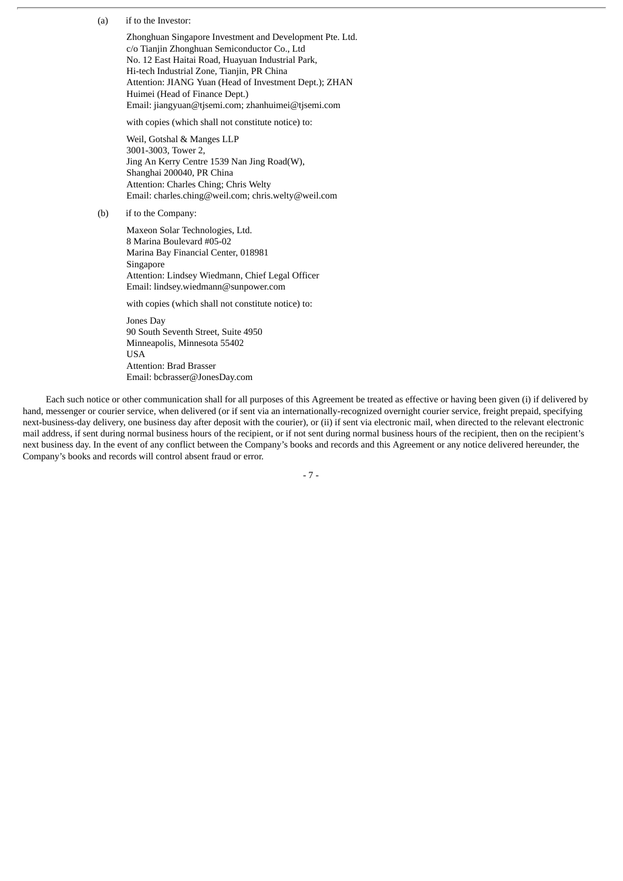(a) if to the Investor:

Zhonghuan Singapore Investment and Development Pte. Ltd.
c/o Tianjin Zhonghuan Semiconductor Co., Ltd
No. 12 East Haitai Road, Huayuan Industrial Park,
Hi-tech Industrial Zone, Tianjin, PR China
Attention: JIANG Yuan (Head of Investment Dept.); ZHAN Huimei (Head of Finance Dept.)
Email: jiangyuan@tjsemi.com; zhanhuimei@tjsemi.com

with copies (which shall not constitute notice) to:

Weil, Gotshal & Manges LLP
3001-3003, Tower 2,
Jing An Kerry Centre 1539 Nan Jing Road(W),
Shanghai 200040, PR China
Attention: Charles Ching; Chris Welty
Email: charles.ching@weil.com; chris.welty@weil.com

(b) if to the Company:

Maxeon Solar Technologies, Ltd.
8 Marina Boulevard #05-02
Marina Bay Financial Center, 018981
Singapore
Attention: Lindsey Wiedmann, Chief Legal Officer
Email: lindsey.wiedmann@sunpower.com

with copies (which shall not constitute notice) to:

Jones Day
90 South Seventh Street, Suite 4950
Minneapolis, Minnesota 55402
USA
Attention: Brad Brasser
Email: bcbrasser@JonesDay.com

Each such notice or other communication shall for all purposes of this Agreement be treated as effective or having been given (i) if delivered by hand, messenger or courier service, when delivered (or if sent via an internationally-recognized overnight courier service, freight prepaid, specifying next-business-day delivery, one business day after deposit with the courier), or (ii) if sent via electronic mail, when directed to the relevant electronic mail address, if sent during normal business hours of the recipient, or if not sent during normal business hours of the recipient, then on the recipient's next business day. In the event of any conflict between the Company's books and records and this Agreement or any notice delivered hereunder, the Company's books and records will control absent fraud or error.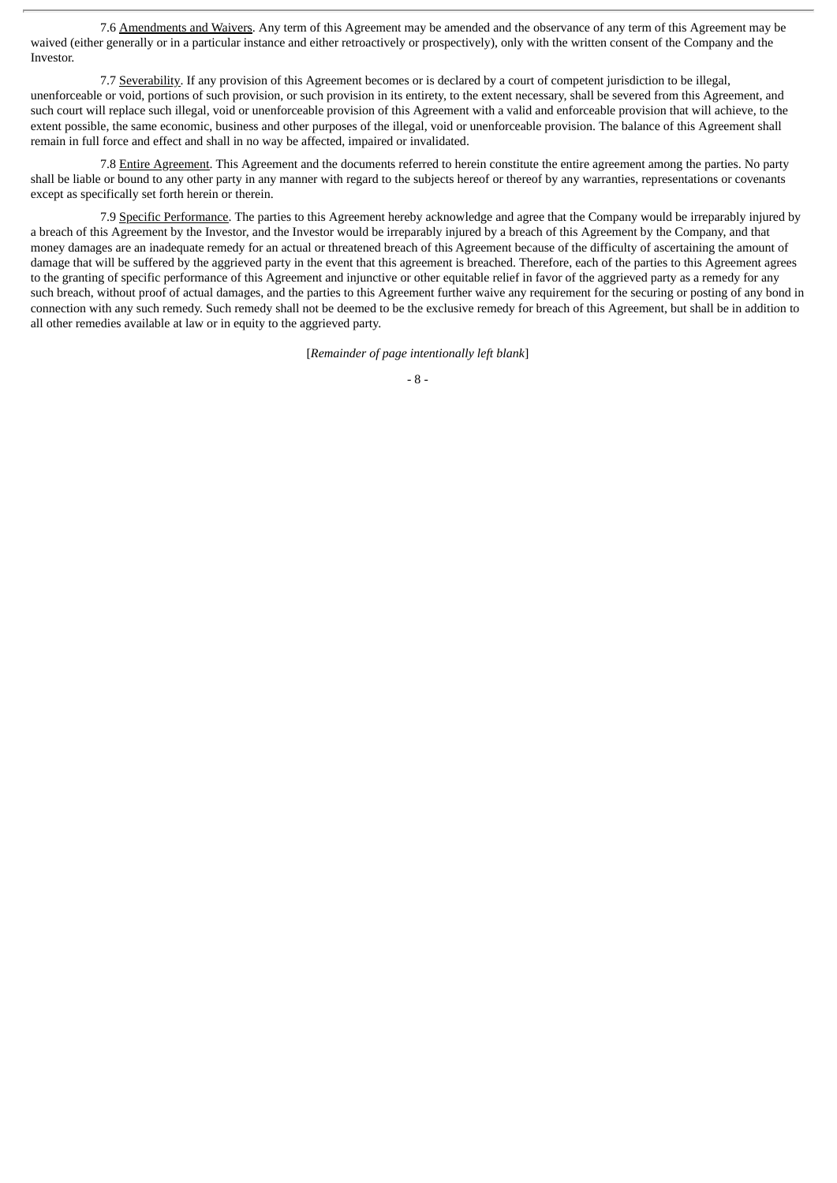7.6 Amendments and Waivers. Any term of this Agreement may be amended and the observance of any term of this Agreement may be waived (either generally or in a particular instance and either retroactively or prospectively), only with the written consent of the Company and the Investor.

7.7 Severability. If any provision of this Agreement becomes or is declared by a court of competent jurisdiction to be illegal, unenforceable or void, portions of such provision, or such provision in its entirety, to the extent necessary, shall be severed from this Agreement, and such court will replace such illegal, void or unenforceable provision of this Agreement with a valid and enforceable provision that will achieve, to the extent possible, the same economic, business and other purposes of the illegal, void or unenforceable provision. The balance of this Agreement shall remain in full force and effect and shall in no way be affected, impaired or invalidated.

7.8 Entire Agreement. This Agreement and the documents referred to herein constitute the entire agreement among the parties. No party shall be liable or bound to any other party in any manner with regard to the subjects hereof or thereof by any warranties, representations or covenants except as specifically set forth herein or therein.

7.9 Specific Performance. The parties to this Agreement hereby acknowledge and agree that the Company would be irreparably injured by a breach of this Agreement by the Investor, and the Investor would be irreparably injured by a breach of this Agreement by the Company, and that money damages are an inadequate remedy for an actual or threatened breach of this Agreement because of the difficulty of ascertaining the amount of damage that will be suffered by the aggrieved party in the event that this agreement is breached. Therefore, each of the parties to this Agreement agrees to the granting of specific performance of this Agreement and injunctive or other equitable relief in favor of the aggrieved party as a remedy for any such breach, without proof of actual damages, and the parties to this Agreement further waive any requirement for the securing or posting of any bond in connection with any such remedy. Such remedy shall not be deemed to be the exclusive remedy for breach of this Agreement, but shall be in addition to all other remedies available at law or in equity to the aggrieved party.

[*Remainder of page intentionally left blank*]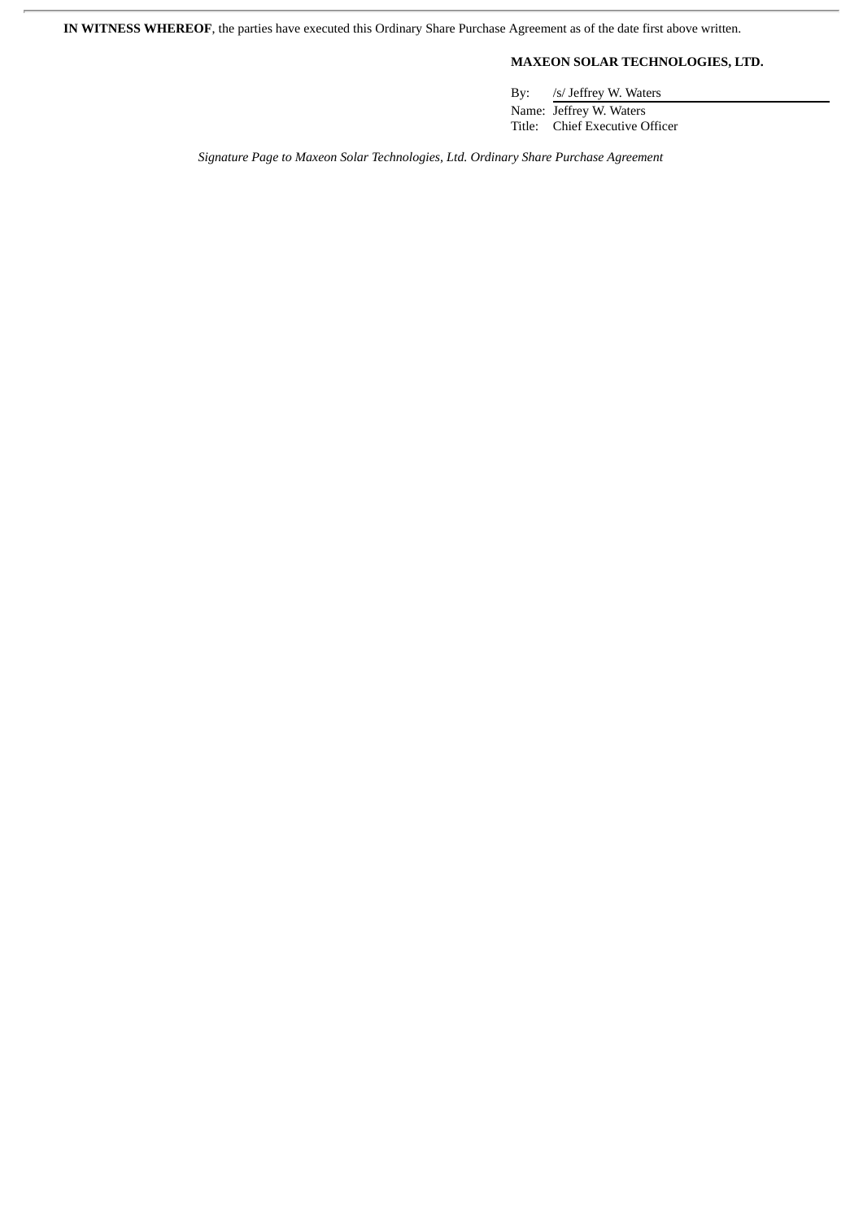**IN WITNESS WHEREOF**, the parties have executed this Ordinary Share Purchase Agreement as of the date first above written.

**MAXEON SOLAR TECHNOLOGIES, LTD.**

By: /s/ Jeffrey W. Waters

Name: Jeffrey W. Waters

Title: Chief Executive Officer

*Signature Page to Maxeon Solar Technologies, Ltd. Ordinary Share Purchase Agreement*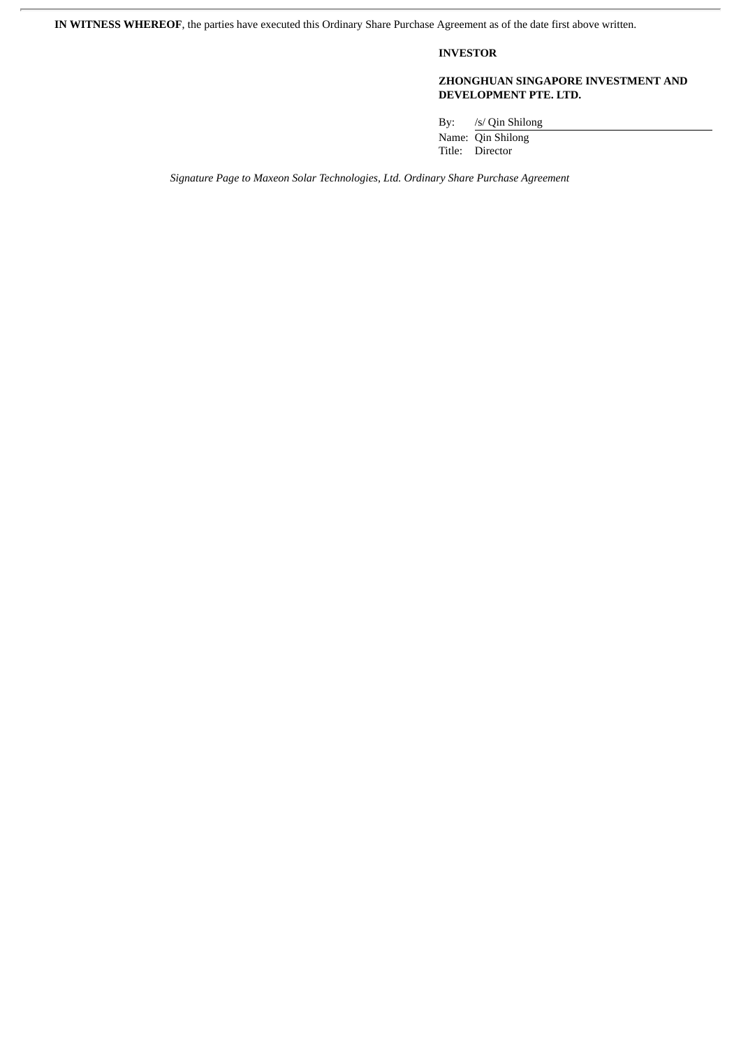**IN WITNESS WHEREOF**, the parties have executed this Ordinary Share Purchase Agreement as of the date first above written.

**INVESTOR**

**ZHONGHUAN SINGAPORE INVESTMENT AND DEVELOPMENT PTE. LTD.**

By: /s/ Qin Shilong

Name: Qin Shilong

Title: Director

*Signature Page to Maxeon Solar Technologies, Ltd. Ordinary Share Purchase Agreement*